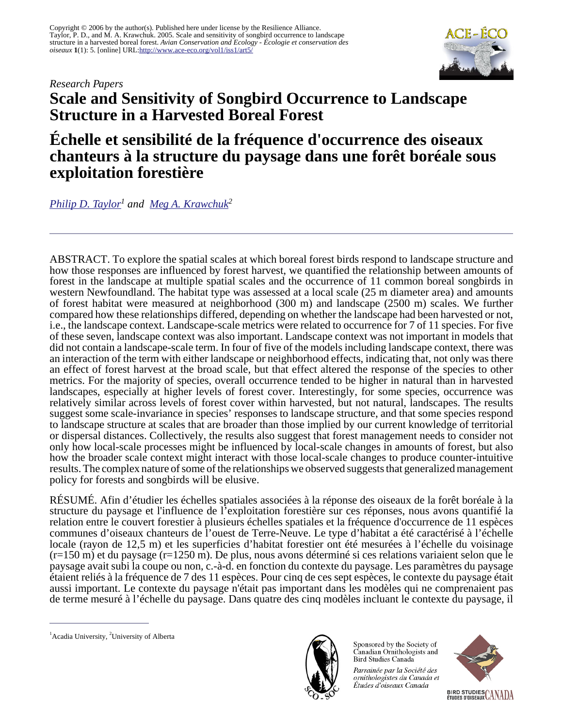Copyright © 2006 by the author(s). Published here under license by the Resilience Alliance.
Taylor, P. D., and M. A. Krawchuk. 2005. Scale and sensitivity of songbird occurrence to landscape structure in a harvested boreal forest. *Avian Conservation and Ecology - Écologie et conservation des oiseaux* **1**(1): 5. [online] URL:http://www.ace-eco.org/vol1/iss1/art5/

*Research Papers*

# Scale and Sensitivity of Songbird Occurrence to Landscape Structure in a Harvested Boreal Forest

# Échelle et sensibilité de la fréquence d'occurrence des oiseaux chanteurs à la structure du paysage dans une forêt boréale sous exploitation forestière

*Philip D. Taylor*[1] *and Meg A. Krawchuk*[2]

---

ABSTRACT. To explore the spatial scales at which boreal forest birds respond to landscape structure and how those responses are influenced by forest harvest, we quantified the relationship between amounts of forest in the landscape at multiple spatial scales and the occurrence of 11 common boreal songbirds in western Newfoundland. The habitat type was assessed at a local scale (25 m diameter area) and amounts of forest habitat were measured at neighborhood (300 m) and landscape (2500 m) scales. We further compared how these relationships differed, depending on whether the landscape had been harvested or not, i.e., the landscape context. Landscape-scale metrics were related to occurrence for 7 of 11 species. For five of these seven, landscape context was also important. Landscape context was not important in models that did not contain a landscape-scale term. In four of five of the models including landscape context, there was an interaction of the term with either landscape or neighborhood effects, indicating that, not only was there an effect of forest harvest at the broad scale, but that effect altered the response of the species to other metrics. For the majority of species, overall occurrence tended to be higher in natural than in harvested landscapes, especially at higher levels of forest cover. Interestingly, for some species, occurrence was relatively similar across levels of forest cover within harvested, but not natural, landscapes. The results suggest some scale-invariance in species' responses to landscape structure, and that some species respond to landscape structure at scales that are broader than those implied by our current knowledge of territorial or dispersal distances. Collectively, the results also suggest that forest management needs to consider not only how local-scale processes might be influenced by local-scale changes in amounts of forest, but also how the broader scale context might interact with those local-scale changes to produce counter-intuitive results. The complex nature of some of the relationships we observed suggests that generalized management policy for forests and songbirds will be elusive.

RÉSUMÉ. Afin d'étudier les échelles spatiales associées à la réponse des oiseaux de la forêt boréale à la structure du paysage et l'influence de l'exploitation forestière sur ces réponses, nous avons quantifié la relation entre le couvert forestier à plusieurs échelles spatiales et la fréquence d'occurrence de 11 espèces communes d'oiseaux chanteurs de l'ouest de Terre-Neuve. Le type d'habitat a été caractérisé à l'échelle locale (rayon de 12,5 m) et les superficies d'habitat forestier ont été mesurées à l'échelle du voisinage (r=150 m) et du paysage (r=1250 m). De plus, nous avons déterminé si ces relations variaient selon que le paysage avait subi la coupe ou non, c.-à-d. en fonction du contexte du paysage. Les paramètres du paysage étaient reliés à la fréquence de 7 des 11 espèces. Pour cinq de ces sept espèces, le contexte du paysage était aussi important. Le contexte du paysage n'était pas important dans les modèles qui ne comprenaient pas de terme mesuré à l'échelle du paysage. Dans quatre des cinq modèles incluant le contexte du paysage, il

---

[1]Acadia University, [2]University of Alberta

Sponsored by the Society of Canadian Ornithologists and Bird Studies Canada

*Parrainée par la Société des ornithologistes du Canada et Études d'oiseaux Canada*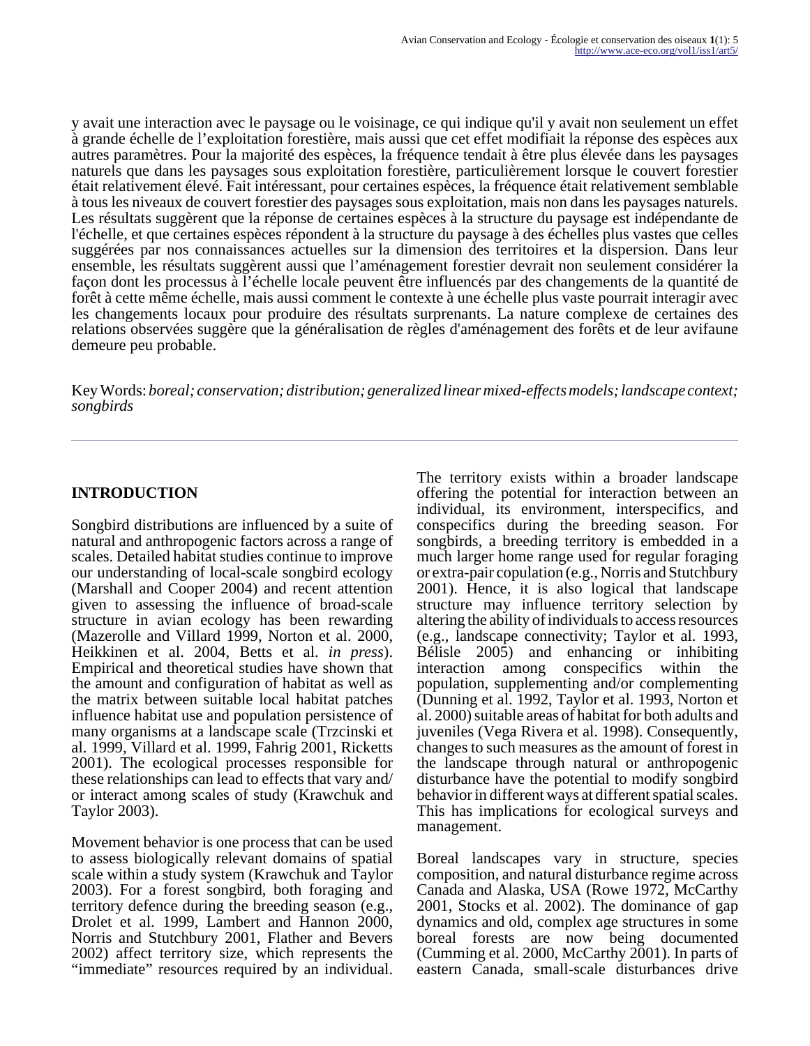y avait une interaction avec le paysage ou le voisinage, ce qui indique qu'il y avait non seulement un effet à grande échelle de l'exploitation forestière, mais aussi que cet effet modifiait la réponse des espèces aux autres paramètres. Pour la majorité des espèces, la fréquence tendait à être plus élevée dans les paysages naturels que dans les paysages sous exploitation forestière, particulièrement lorsque le couvert forestier était relativement élevé. Fait intéressant, pour certaines espèces, la fréquence était relativement semblable à tous les niveaux de couvert forestier des paysages sous exploitation, mais non dans les paysages naturels. Les résultats suggèrent que la réponse de certaines espèces à la structure du paysage est indépendante de l'échelle, et que certaines espèces répondent à la structure du paysage à des échelles plus vastes que celles suggérées par nos connaissances actuelles sur la dimension des territoires et la dispersion. Dans leur ensemble, les résultats suggèrent aussi que l'aménagement forestier devrait non seulement considérer la façon dont les processus à l'échelle locale peuvent être influencés par des changements de la quantité de forêt à cette même échelle, mais aussi comment le contexte à une échelle plus vaste pourrait interagir avec les changements locaux pour produire des résultats surprenants. La nature complexe de certaines des relations observées suggère que la généralisation de règles d'aménagement des forêts et de leur avifaune demeure peu probable.

Key Words: *boreal; conservation; distribution; generalized linear mixed-effects models; landscape context; songbirds*

---

## INTRODUCTION

Songbird distributions are influenced by a suite of natural and anthropogenic factors across a range of scales. Detailed habitat studies continue to improve our understanding of local-scale songbird ecology (Marshall and Cooper 2004) and recent attention given to assessing the influence of broad-scale structure in avian ecology has been rewarding (Mazerolle and Villard 1999, Norton et al. 2000, Heikkinen et al. 2004, Betts et al. *in press*). Empirical and theoretical studies have shown that the amount and configuration of habitat as well as the matrix between suitable local habitat patches influence habitat use and population persistence of many organisms at a landscape scale (Trzcinski et al. 1999, Villard et al. 1999, Fahrig 2001, Ricketts 2001). The ecological processes responsible for these relationships can lead to effects that vary and/or interact among scales of study (Krawchuk and Taylor 2003).

Movement behavior is one process that can be used to assess biologically relevant domains of spatial scale within a study system (Krawchuk and Taylor 2003). For a forest songbird, both foraging and territory defence during the breeding season (e.g., Drolet et al. 1999, Lambert and Hannon 2000, Norris and Stutchbury 2001, Flather and Bevers 2002) affect territory size, which represents the "immediate" resources required by an individual. The territory exists within a broader landscape offering the potential for interaction between an individual, its environment, interspecifics, and conspecifics during the breeding season. For songbirds, a breeding territory is embedded in a much larger home range used for regular foraging or extra-pair copulation (e.g., Norris and Stutchbury 2001). Hence, it is also logical that landscape structure may influence territory selection by altering the ability of individuals to access resources (e.g., landscape connectivity; Taylor et al. 1993, Bélisle 2005) and enhancing or inhibiting interaction among conspecifics within the population, supplementing and/or complementing (Dunning et al. 1992, Taylor et al. 1993, Norton et al. 2000) suitable areas of habitat for both adults and juveniles (Vega Rivera et al. 1998). Consequently, changes to such measures as the amount of forest in the landscape through natural or anthropogenic disturbance have the potential to modify songbird behavior in different ways at different spatial scales. This has implications for ecological surveys and management.

Boreal landscapes vary in structure, species composition, and natural disturbance regime across Canada and Alaska, USA (Rowe 1972, McCarthy 2001, Stocks et al. 2002). The dominance of gap dynamics and old, complex age structures in some boreal forests are now being documented (Cumming et al. 2000, McCarthy 2001). In parts of eastern Canada, small-scale disturbances drive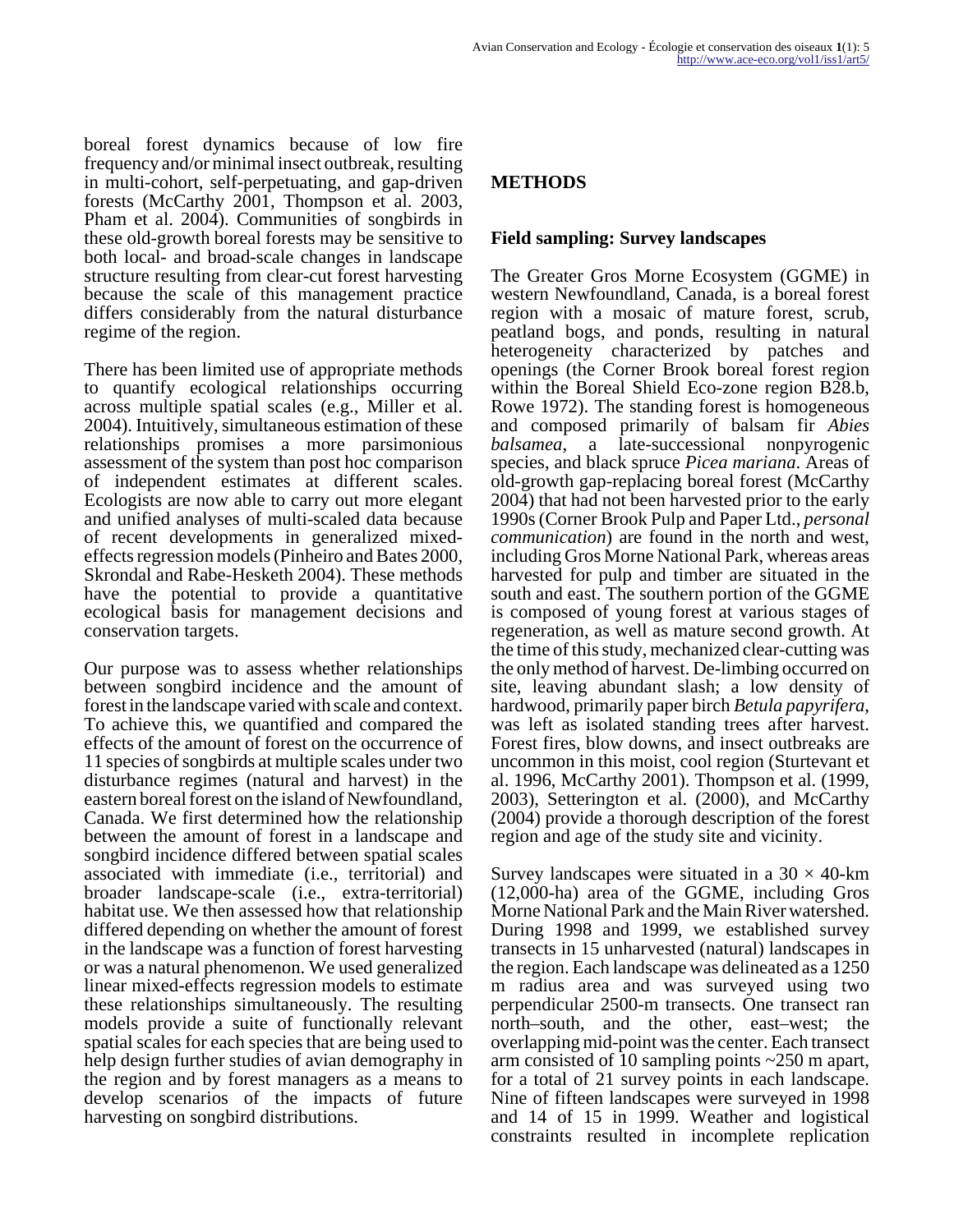boreal forest dynamics because of low fire frequency and/or minimal insect outbreak, resulting in multi-cohort, self-perpetuating, and gap-driven forests (McCarthy 2001, Thompson et al. 2003, Pham et al. 2004). Communities of songbirds in these old-growth boreal forests may be sensitive to both local- and broad-scale changes in landscape structure resulting from clear-cut forest harvesting because the scale of this management practice differs considerably from the natural disturbance regime of the region.

There has been limited use of appropriate methods to quantify ecological relationships occurring across multiple spatial scales (e.g., Miller et al. 2004). Intuitively, simultaneous estimation of these relationships promises a more parsimonious assessment of the system than post hoc comparison of independent estimates at different scales. Ecologists are now able to carry out more elegant and unified analyses of multi-scaled data because of recent developments in generalized mixed-effects regression models (Pinheiro and Bates 2000, Skrondal and Rabe-Hesketh 2004). These methods have the potential to provide a quantitative ecological basis for management decisions and conservation targets.

Our purpose was to assess whether relationships between songbird incidence and the amount of forest in the landscape varied with scale and context. To achieve this, we quantified and compared the effects of the amount of forest on the occurrence of 11 species of songbirds at multiple scales under two disturbance regimes (natural and harvest) in the eastern boreal forest on the island of Newfoundland, Canada. We first determined how the relationship between the amount of forest in a landscape and songbird incidence differed between spatial scales associated with immediate (i.e., territorial) and broader landscape-scale (i.e., extra-territorial) habitat use. We then assessed how that relationship differed depending on whether the amount of forest in the landscape was a function of forest harvesting or was a natural phenomenon. We used generalized linear mixed-effects regression models to estimate these relationships simultaneously. The resulting models provide a suite of functionally relevant spatial scales for each species that are being used to help design further studies of avian demography in the region and by forest managers as a means to develop scenarios of the impacts of future harvesting on songbird distributions.

## METHODS

### Field sampling: Survey landscapes

The Greater Gros Morne Ecosystem (GGME) in western Newfoundland, Canada, is a boreal forest region with a mosaic of mature forest, scrub, peatland bogs, and ponds, resulting in natural heterogeneity characterized by patches and openings (the Corner Brook boreal forest region within the Boreal Shield Eco-zone region B28.b, Rowe 1972). The standing forest is homogeneous and composed primarily of balsam fir *Abies balsamea*, a late-successional nonpyrogenic species, and black spruce *Picea mariana*. Areas of old-growth gap-replacing boreal forest (McCarthy 2004) that had not been harvested prior to the early 1990s (Corner Brook Pulp and Paper Ltd., *personal communication*) are found in the north and west, including Gros Morne National Park, whereas areas harvested for pulp and timber are situated in the south and east. The southern portion of the GGME is composed of young forest at various stages of regeneration, as well as mature second growth. At the time of this study, mechanized clear-cutting was the only method of harvest. De-limbing occurred on site, leaving abundant slash; a low density of hardwood, primarily paper birch *Betula papyrifera*, was left as isolated standing trees after harvest. Forest fires, blow downs, and insect outbreaks are uncommon in this moist, cool region (Sturtevant et al. 1996, McCarthy 2001). Thompson et al. (1999, 2003), Setterington et al. (2000), and McCarthy (2004) provide a thorough description of the forest region and age of the study site and vicinity.

Survey landscapes were situated in a 30 × 40-km (12,000-ha) area of the GGME, including Gros Morne National Park and the Main River watershed. During 1998 and 1999, we established survey transects in 15 unharvested (natural) landscapes in the region. Each landscape was delineated as a 1250 m radius area and was surveyed using two perpendicular 2500-m transects. One transect ran north–south, and the other, east–west; the overlapping mid-point was the center. Each transect arm consisted of 10 sampling points ~250 m apart, for a total of 21 survey points in each landscape. Nine of fifteen landscapes were surveyed in 1998 and 14 of 15 in 1999. Weather and logistical constraints resulted in incomplete replication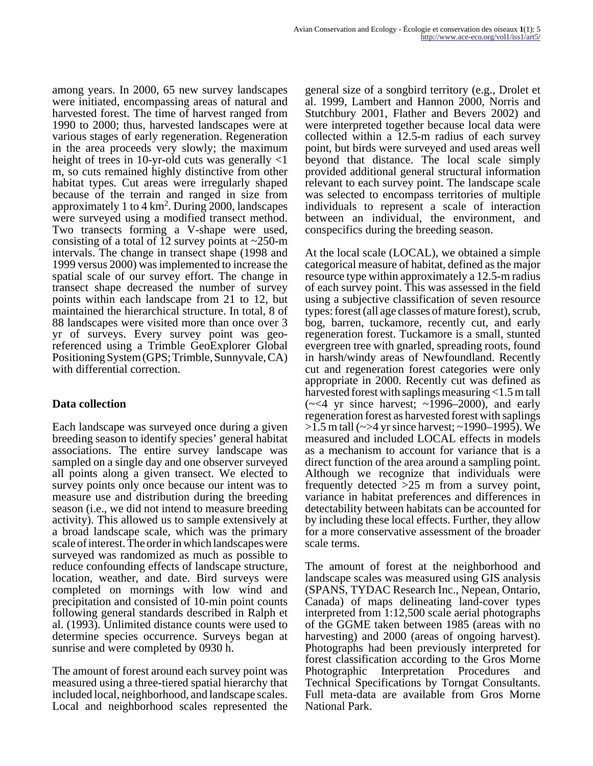among years. In 2000, 65 new survey landscapes were initiated, encompassing areas of natural and harvested forest. The time of harvest ranged from 1990 to 2000; thus, harvested landscapes were at various stages of early regeneration. Regeneration in the area proceeds very slowly; the maximum height of trees in 10-yr-old cuts was generally <1 m, so cuts remained highly distinctive from other habitat types. Cut areas were irregularly shaped because of the terrain and ranged in size from approximately 1 to 4 $km^2$. During 2000, landscapes were surveyed using a modified transect method. Two transects forming a V-shape were used, consisting of a total of 12 survey points at ~250-m intervals. The change in transect shape (1998 and 1999 versus 2000) was implemented to increase the spatial scale of our survey effort. The change in transect shape decreased the number of survey points within each landscape from 21 to 12, but maintained the hierarchical structure. In total, 8 of 88 landscapes were visited more than once over 3 yr of surveys. Every survey point was geo-referenced using a Trimble GeoExplorer Global Positioning System (GPS; Trimble, Sunnyvale, CA) with differential correction.

### Data collection

Each landscape was surveyed once during a given breeding season to identify species' general habitat associations. The entire survey landscape was sampled on a single day and one observer surveyed all points along a given transect. We elected to survey points only once because our intent was to measure use and distribution during the breeding season (i.e., we did not intend to measure breeding activity). This allowed us to sample extensively at a broad landscape scale, which was the primary scale of interest. The order in which landscapes were surveyed was randomized as much as possible to reduce confounding effects of landscape structure, location, weather, and date. Bird surveys were completed on mornings with low wind and precipitation and consisted of 10-min point counts following general standards described in Ralph et al. (1993). Unlimited distance counts were used to determine species occurrence. Surveys began at sunrise and were completed by 0930 h.

The amount of forest around each survey point was measured using a three-tiered spatial hierarchy that included local, neighborhood, and landscape scales. Local and neighborhood scales represented the general size of a songbird territory (e.g., Drolet et al. 1999, Lambert and Hannon 2000, Norris and Stutchbury 2001, Flather and Bevers 2002) and were interpreted together because local data were collected within a 12.5-m radius of each survey point, but birds were surveyed and used areas well beyond that distance. The local scale simply provided additional general structural information relevant to each survey point. The landscape scale was selected to encompass territories of multiple individuals to represent a scale of interaction between an individual, the environment, and conspecifics during the breeding season.

At the local scale (LOCAL), we obtained a simple categorical measure of habitat, defined as the major resource type within approximately a 12.5-m radius of each survey point. This was assessed in the field using a subjective classification of seven resource types: forest (all age classes of mature forest), scrub, bog, barren, tuckamore, recently cut, and early regeneration forest. Tuckamore is a small, stunted evergreen tree with gnarled, spreading roots, found in harsh/windy areas of Newfoundland. Recently cut and regeneration forest categories were only appropriate in 2000. Recently cut was defined as harvested forest with saplings measuring <1.5 m tall (~<4 yr since harvest; ~1996–2000), and early regeneration forest as harvested forest with saplings >1.5 m tall (~>4 yr since harvest; ~1990–1995). We measured and included LOCAL effects in models as a mechanism to account for variance that is a direct function of the area around a sampling point. Although we recognize that individuals were frequently detected >25 m from a survey point, variance in habitat preferences and differences in detectability between habitats can be accounted for by including these local effects. Further, they allow for a more conservative assessment of the broader scale terms.

The amount of forest at the neighborhood and landscape scales was measured using GIS analysis (SPANS, TYDAC Research Inc., Nepean, Ontario, Canada) of maps delineating land-cover types interpreted from 1:12,500 scale aerial photographs of the GGME taken between 1985 (areas with no harvesting) and 2000 (areas of ongoing harvest). Photographs had been previously interpreted for forest classification according to the Gros Morne Photographic Interpretation Procedures and Technical Specifications by Torngat Consultants. Full meta-data are available from Gros Morne National Park.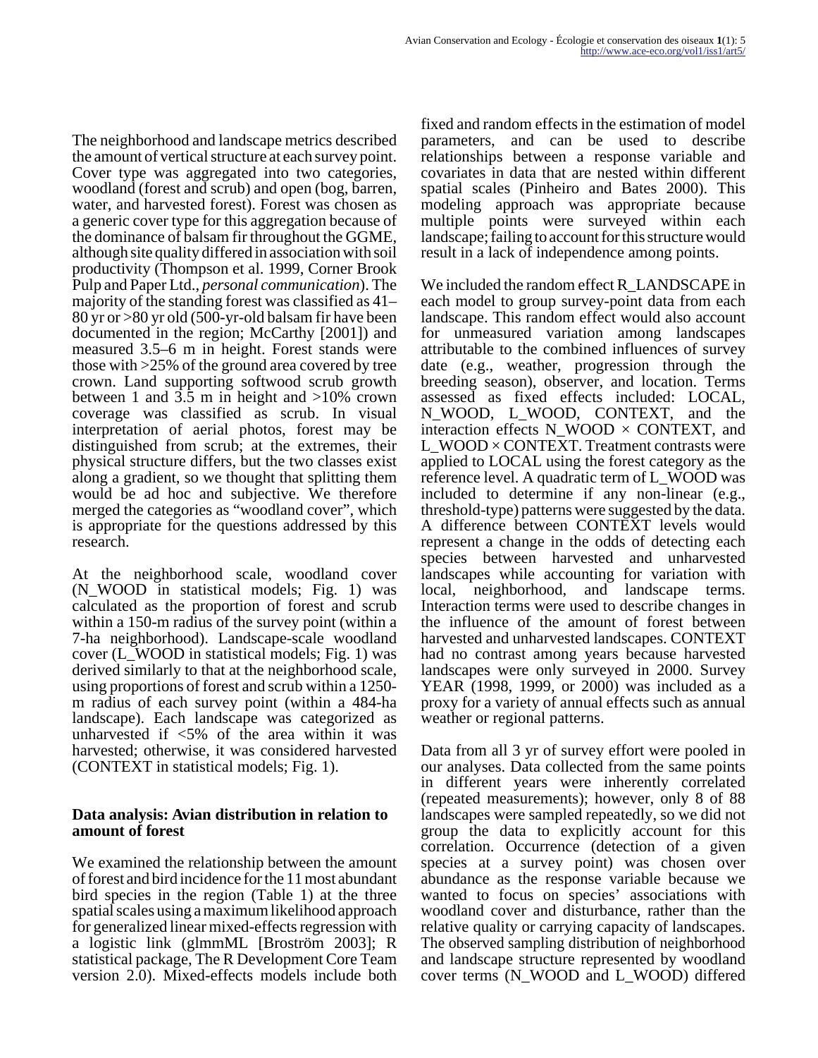The neighborhood and landscape metrics described the amount of vertical structure at each survey point. Cover type was aggregated into two categories, woodland (forest and scrub) and open (bog, barren, water, and harvested forest). Forest was chosen as a generic cover type for this aggregation because of the dominance of balsam fir throughout the GGME, although site quality differed in association with soil productivity (Thompson et al. 1999, Corner Brook Pulp and Paper Ltd., *personal communication*). The majority of the standing forest was classified as 41–80 yr or >80 yr old (500-yr-old balsam fir have been documented in the region; McCarthy [2001]) and measured 3.5–6 m in height. Forest stands were those with >25% of the ground area covered by tree crown. Land supporting softwood scrub growth between 1 and 3.5 m in height and >10% crown coverage was classified as scrub. In visual interpretation of aerial photos, forest may be distinguished from scrub; at the extremes, their physical structure differs, but the two classes exist along a gradient, so we thought that splitting them would be ad hoc and subjective. We therefore merged the categories as "woodland cover", which is appropriate for the questions addressed by this research.

At the neighborhood scale, woodland cover (N_WOOD in statistical models; Fig. 1) was calculated as the proportion of forest and scrub within a 150-m radius of the survey point (within a 7-ha neighborhood). Landscape-scale woodland cover (L_WOOD in statistical models; Fig. 1) was derived similarly to that at the neighborhood scale, using proportions of forest and scrub within a 1250-m radius of each survey point (within a 484-ha landscape). Each landscape was categorized as unharvested if <5% of the area within it was harvested; otherwise, it was considered harvested (CONTEXT in statistical models; Fig. 1).

### Data analysis: Avian distribution in relation to amount of forest

We examined the relationship between the amount of forest and bird incidence for the 11 most abundant bird species in the region (Table 1) at the three spatial scales using a maximum likelihood approach for generalized linear mixed-effects regression with a logistic link (glmmML [Broström 2003]; R statistical package, The R Development Core Team version 2.0). Mixed-effects models include both fixed and random effects in the estimation of model parameters, and can be used to describe relationships between a response variable and covariates in data that are nested within different spatial scales (Pinheiro and Bates 2000). This modeling approach was appropriate because multiple points were surveyed within each landscape; failing to account for this structure would result in a lack of independence among points.

We included the random effect R_LANDSCAPE in each model to group survey-point data from each landscape. This random effect would also account for unmeasured variation among landscapes attributable to the combined influences of survey date (e.g., weather, progression through the breeding season), observer, and location. Terms assessed as fixed effects included: LOCAL, N_WOOD, L_WOOD, CONTEXT, and the interaction effects N_WOOD × CONTEXT, and L_WOOD × CONTEXT. Treatment contrasts were applied to LOCAL using the forest category as the reference level. A quadratic term of L_WOOD was included to determine if any non-linear (e.g., threshold-type) patterns were suggested by the data. A difference between CONTEXT levels would represent a change in the odds of detecting each species between harvested and unharvested landscapes while accounting for variation with local, neighborhood, and landscape terms. Interaction terms were used to describe changes in the influence of the amount of forest between harvested and unharvested landscapes. CONTEXT had no contrast among years because harvested landscapes were only surveyed in 2000. Survey YEAR (1998, 1999, or 2000) was included as a proxy for a variety of annual effects such as annual weather or regional patterns.

Data from all 3 yr of survey effort were pooled in our analyses. Data collected from the same points in different years were inherently correlated (repeated measurements); however, only 8 of 88 landscapes were sampled repeatedly, so we did not group the data to explicitly account for this correlation. Occurrence (detection of a given species at a survey point) was chosen over abundance as the response variable because we wanted to focus on species' associations with woodland cover and disturbance, rather than the relative quality or carrying capacity of landscapes. The observed sampling distribution of neighborhood and landscape structure represented by woodland cover terms (N_WOOD and L_WOOD) differed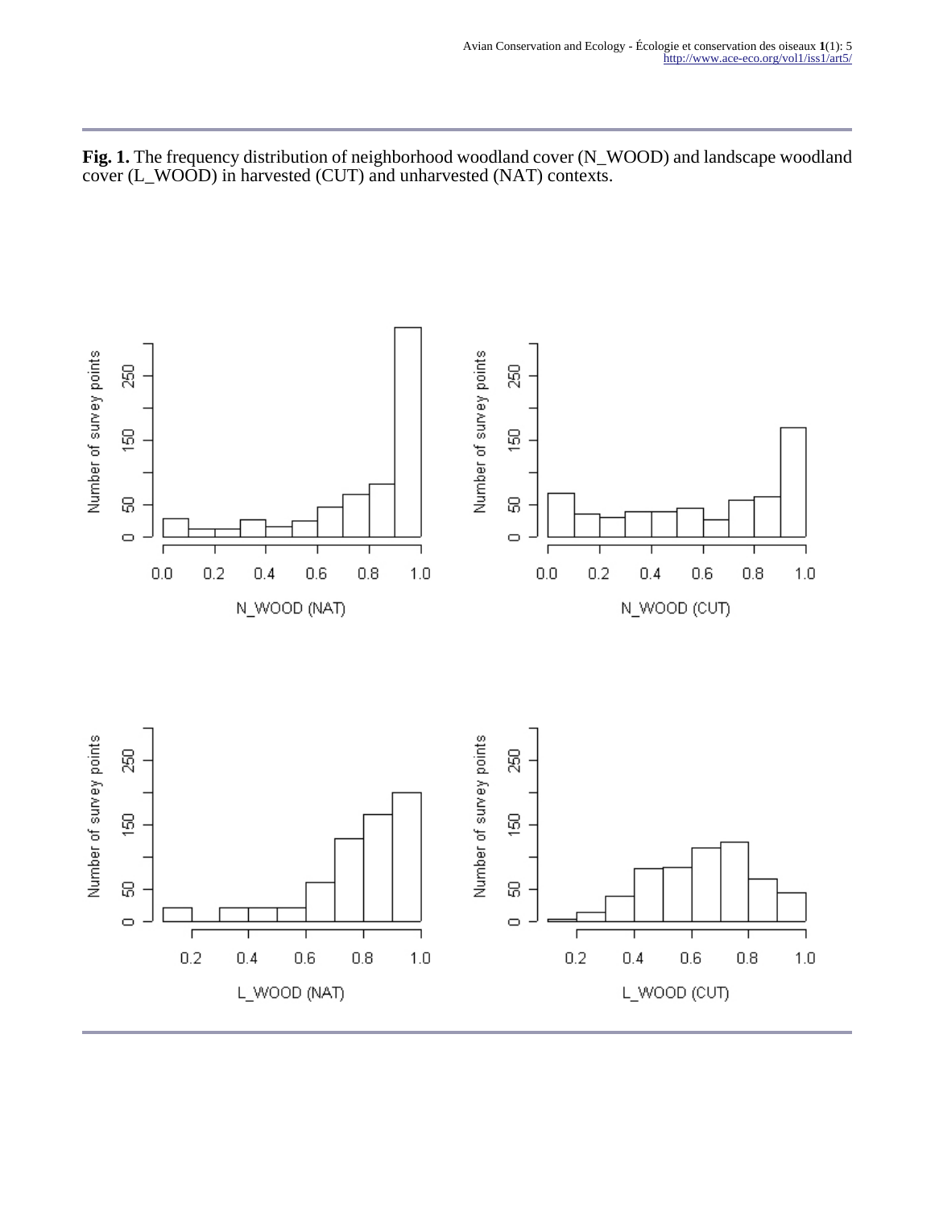**Fig. 1.** The frequency distribution of neighborhood woodland cover (N_WOOD) and landscape woodland cover (L_WOOD) in harvested (CUT) and unharvested (NAT) contexts.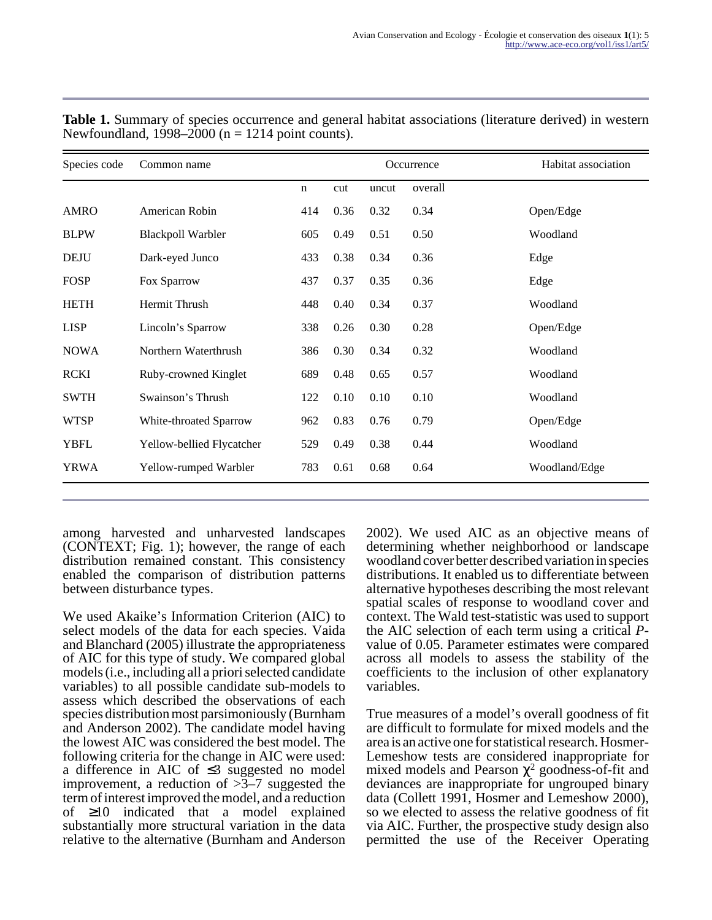**Table 1.** Summary of species occurrence and general habitat associations (literature derived) in western Newfoundland, 1998–2000 (n = 1214 point counts).

| Species code | Common name | Occurrence | | | | Habitat association |
|---|---|---|---|---|---|---|
| | | n | cut | uncut | overall | |
| AMRO | American Robin | 414 | 0.36 | 0.32 | 0.34 | Open/Edge |
| BLPW | Blackpoll Warbler | 605 | 0.49 | 0.51 | 0.50 | Woodland |
| DEJU | Dark-eyed Junco | 433 | 0.38 | 0.34 | 0.36 | Edge |
| FOSP | Fox Sparrow | 437 | 0.37 | 0.35 | 0.36 | Edge |
| HETH | Hermit Thrush | 448 | 0.40 | 0.34 | 0.37 | Woodland |
| LISP | Lincoln's Sparrow | 338 | 0.26 | 0.30 | 0.28 | Open/Edge |
| NOWA | Northern Waterthrush | 386 | 0.30 | 0.34 | 0.32 | Woodland |
| RCKI | Ruby-crowned Kinglet | 689 | 0.48 | 0.65 | 0.57 | Woodland |
| SWTH | Swainson's Thrush | 122 | 0.10 | 0.10 | 0.10 | Woodland |
| WTSP | White-throated Sparrow | 962 | 0.83 | 0.76 | 0.79 | Open/Edge |
| YBFL | Yellow-bellied Flycatcher | 529 | 0.49 | 0.38 | 0.44 | Woodland |
| YRWA | Yellow-rumped Warbler | 783 | 0.61 | 0.68 | 0.64 | Woodland/Edge |

among harvested and unharvested landscapes (CONTEXT; Fig. 1); however, the range of each distribution remained constant. This consistency enabled the comparison of distribution patterns between disturbance types.

We used Akaike's Information Criterion (AIC) to select models of the data for each species. Vaida and Blanchard (2005) illustrate the appropriateness of AIC for this type of study. We compared global models (i.e., including all a priori selected candidate variables) to all possible candidate sub-models to assess which described the observations of each species distribution most parsimoniously (Burnham and Anderson 2002). The candidate model having the lowest AIC was considered the best model. The following criteria for the change in AIC were used: a difference in AIC of ≤3 suggested no model improvement, a reduction of >3–7 suggested the term of interest improved the model, and a reduction of ≥10 indicated that a model explained substantially more structural variation in the data relative to the alternative (Burnham and Anderson 2002). We used AIC as an objective means of determining whether neighborhood or landscape woodland cover better described variation in species distributions. It enabled us to differentiate between alternative hypotheses describing the most relevant spatial scales of response to woodland cover and context. The Wald test-statistic was used to support the AIC selection of each term using a critical *P*-value of 0.05. Parameter estimates were compared across all models to assess the stability of the coefficients to the inclusion of other explanatory variables.

True measures of a model's overall goodness of fit are difficult to formulate for mixed models and the area is an active one for statistical research. Hosmer-Lemeshow tests are considered inappropriate for mixed models and Pearson $\chi^2$ goodness-of-fit and deviances are inappropriate for ungrouped binary data (Collett 1991, Hosmer and Lemeshow 2000), so we elected to assess the relative goodness of fit via AIC. Further, the prospective study design also permitted the use of the Receiver Operating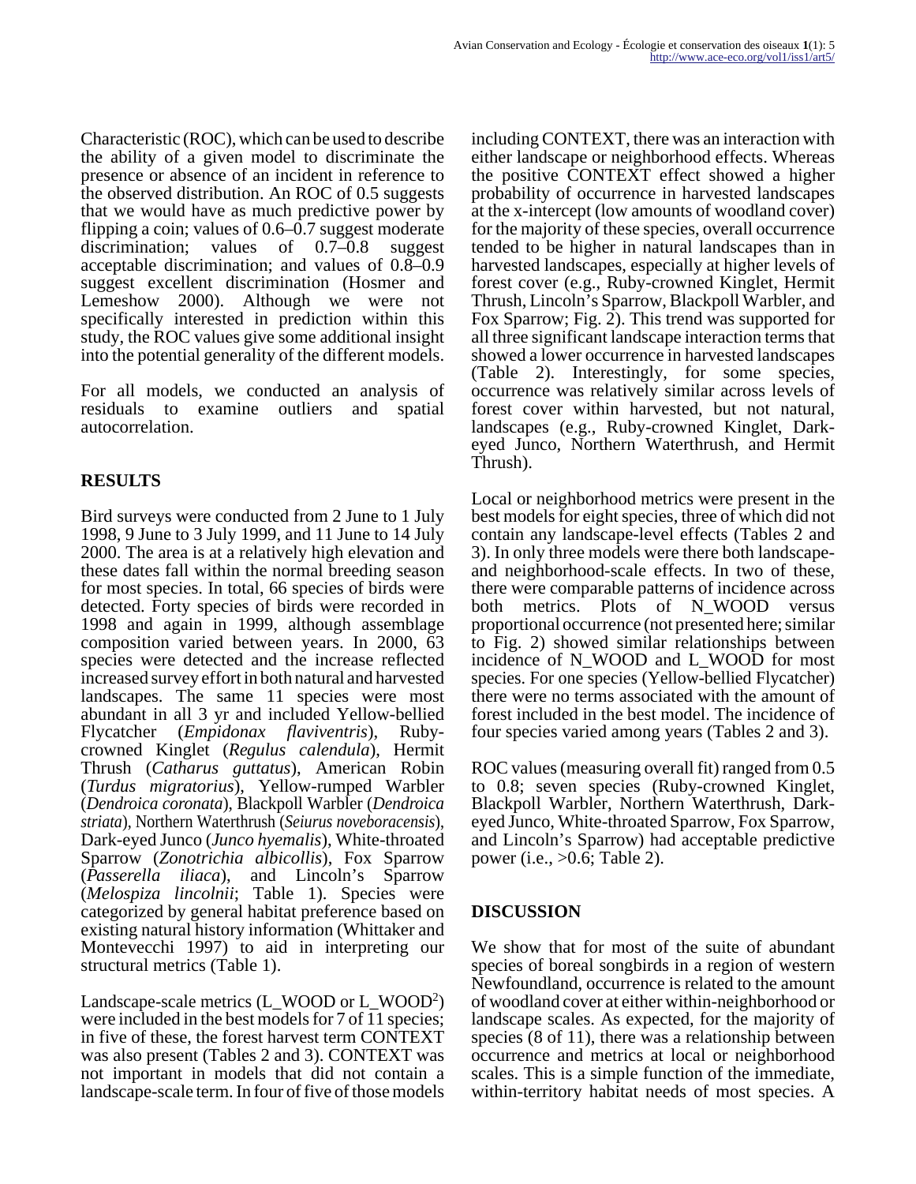Characteristic (ROC), which can be used to describe the ability of a given model to discriminate the presence or absence of an incident in reference to the observed distribution. An ROC of 0.5 suggests that we would have as much predictive power by flipping a coin; values of 0.6–0.7 suggest moderate discrimination; values of 0.7–0.8 suggest acceptable discrimination; and values of 0.8–0.9 suggest excellent discrimination (Hosmer and Lemeshow 2000). Although we were not specifically interested in prediction within this study, the ROC values give some additional insight into the potential generality of the different models.

For all models, we conducted an analysis of residuals to examine outliers and spatial autocorrelation.

## RESULTS

Bird surveys were conducted from 2 June to 1 July 1998, 9 June to 3 July 1999, and 11 June to 14 July 2000. The area is at a relatively high elevation and these dates fall within the normal breeding season for most species. In total, 66 species of birds were detected. Forty species of birds were recorded in 1998 and again in 1999, although assemblage composition varied between years. In 2000, 63 species were detected and the increase reflected increased survey effort in both natural and harvested landscapes. The same 11 species were most abundant in all 3 yr and included Yellow-bellied Flycatcher (*Empidonax flaviventris*), Ruby-crowned Kinglet (*Regulus calendula*), Hermit Thrush (*Catharus guttatus*), American Robin (*Turdus migratorius*), Yellow-rumped Warbler (*Dendroica coronata*), Blackpoll Warbler (*Dendroica striata*), Northern Waterthrush (*Seiurus noveboracensis*), Dark-eyed Junco (*Junco hyemalis*), White-throated Sparrow (*Zonotrichia albicollis*), Fox Sparrow (*Passerella iliaca*), and Lincoln's Sparrow (*Melospiza lincolnii*; Table 1). Species were categorized by general habitat preference based on existing natural history information (Whittaker and Montevecchi 1997) to aid in interpreting our structural metrics (Table 1).

Landscape-scale metrics (L_WOOD or L_WOOD$^2$) were included in the best models for 7 of 11 species; in five of these, the forest harvest term CONTEXT was also present (Tables 2 and 3). CONTEXT was not important in models that did not contain a landscape-scale term. In four of five of those models including CONTEXT, there was an interaction with either landscape or neighborhood effects. Whereas the positive CONTEXT effect showed a higher probability of occurrence in harvested landscapes at the x-intercept (low amounts of woodland cover) for the majority of these species, overall occurrence tended to be higher in natural landscapes than in harvested landscapes, especially at higher levels of forest cover (e.g., Ruby-crowned Kinglet, Hermit Thrush, Lincoln's Sparrow, Blackpoll Warbler, and Fox Sparrow; Fig. 2). This trend was supported for all three significant landscape interaction terms that showed a lower occurrence in harvested landscapes (Table 2). Interestingly, for some species, occurrence was relatively similar across levels of forest cover within harvested, but not natural, landscapes (e.g., Ruby-crowned Kinglet, Dark-eyed Junco, Northern Waterthrush, and Hermit Thrush).

Local or neighborhood metrics were present in the best models for eight species, three of which did not contain any landscape-level effects (Tables 2 and 3). In only three models were there both landscape- and neighborhood-scale effects. In two of these, there were comparable patterns of incidence across both metrics. Plots of N_WOOD versus proportional occurrence (not presented here; similar to Fig. 2) showed similar relationships between incidence of N_WOOD and L_WOOD for most species. For one species (Yellow-bellied Flycatcher) there were no terms associated with the amount of forest included in the best model. The incidence of four species varied among years (Tables 2 and 3).

ROC values (measuring overall fit) ranged from 0.5 to 0.8; seven species (Ruby-crowned Kinglet, Blackpoll Warbler, Northern Waterthrush, Dark-eyed Junco, White-throated Sparrow, Fox Sparrow, and Lincoln's Sparrow) had acceptable predictive power (i.e., >0.6; Table 2).

## DISCUSSION

We show that for most of the suite of abundant species of boreal songbirds in a region of western Newfoundland, occurrence is related to the amount of woodland cover at either within-neighborhood or landscape scales. As expected, for the majority of species (8 of 11), there was a relationship between occurrence and metrics at local or neighborhood scales. This is a simple function of the immediate, within-territory habitat needs of most species. A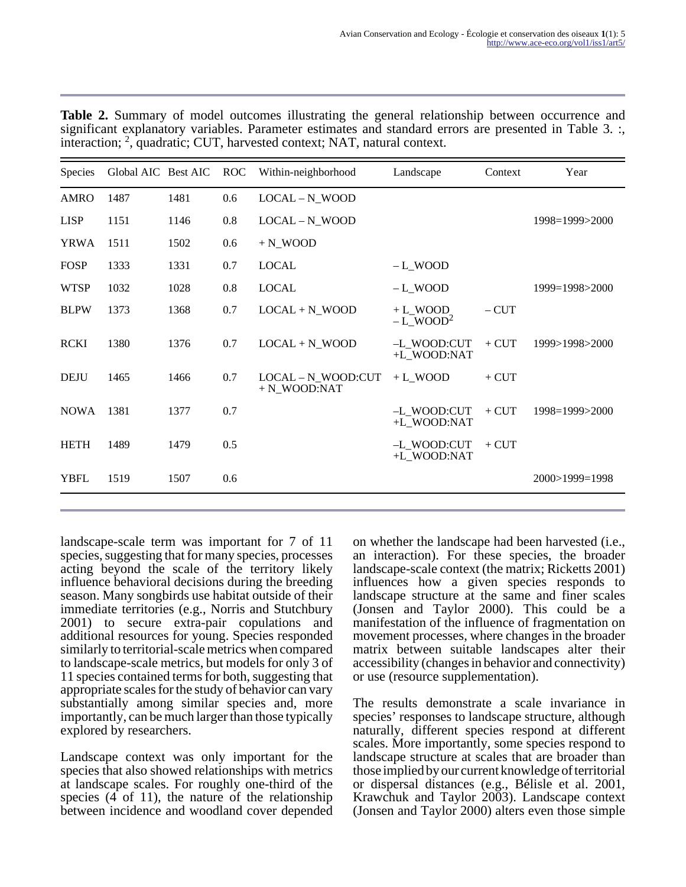**Table 2.** Summary of model outcomes illustrating the general relationship between occurrence and significant explanatory variables. Parameter estimates and standard errors are presented in Table 3. :, interaction; $^2$, quadratic; CUT, harvested context; NAT, natural context.

| Species | Global AIC | Best AIC | ROC | Within-neighborhood | Landscape | Context | Year |
|---|---|---|---|---|---|---|---|
| AMRO | 1487 | 1481 | 0.6 | LOCAL – N_WOOD | | | |
| LISP | 1151 | 1146 | 0.8 | LOCAL – N_WOOD | | | 1998=1999>2000 |
| YRWA | 1511 | 1502 | 0.6 | + N_WOOD | | | |
| FOSP | 1333 | 1331 | 0.7 | LOCAL | – L_WOOD | | |
| WTSP | 1032 | 1028 | 0.8 | LOCAL | – L_WOOD | | 1999=1998>2000 |
| BLPW | 1373 | 1368 | 0.7 | LOCAL + N_WOOD | + L_WOOD – L_WOOD$^2$ | – CUT | |
| RCKI | 1380 | 1376 | 0.7 | LOCAL + N_WOOD | –L_WOOD:CUT +L_WOOD:NAT | + CUT | 1999>1998>2000 |
| DEJU | 1465 | 1466 | 0.7 | LOCAL – N_WOOD:CUT + N_WOOD:NAT | + L_WOOD | + CUT | |
| NOWA | 1381 | 1377 | 0.7 | | –L_WOOD:CUT +L_WOOD:NAT | + CUT | 1998=1999>2000 |
| HETH | 1489 | 1479 | 0.5 | | –L_WOOD:CUT +L_WOOD:NAT | + CUT | |
| YBFL | 1519 | 1507 | 0.6 | | | | 2000>1999=1998 |

landscape-scale term was important for 7 of 11 species, suggesting that for many species, processes acting beyond the scale of the territory likely influence behavioral decisions during the breeding season. Many songbirds use habitat outside of their immediate territories (e.g., Norris and Stutchbury 2001) to secure extra-pair copulations and additional resources for young. Species responded similarly to territorial-scale metrics when compared to landscape-scale metrics, but models for only 3 of 11 species contained terms for both, suggesting that appropriate scales for the study of behavior can vary substantially among similar species and, more importantly, can be much larger than those typically explored by researchers.

Landscape context was only important for the species that also showed relationships with metrics at landscape scales. For roughly one-third of the species (4 of 11), the nature of the relationship between incidence and woodland cover depended on whether the landscape had been harvested (i.e., an interaction). For these species, the broader landscape-scale context (the matrix; Ricketts 2001) influences how a given species responds to landscape structure at the same and finer scales (Jonsen and Taylor 2000). This could be a manifestation of the influence of fragmentation on movement processes, where changes in the broader matrix between suitable landscapes alter their accessibility (changes in behavior and connectivity) or use (resource supplementation).

The results demonstrate a scale invariance in species' responses to landscape structure, although naturally, different species respond at different scales. More importantly, some species respond to landscape structure at scales that are broader than those implied by our current knowledge of territorial or dispersal distances (e.g., Bélisle et al. 2001, Krawchuk and Taylor 2003). Landscape context (Jonsen and Taylor 2000) alters even those simple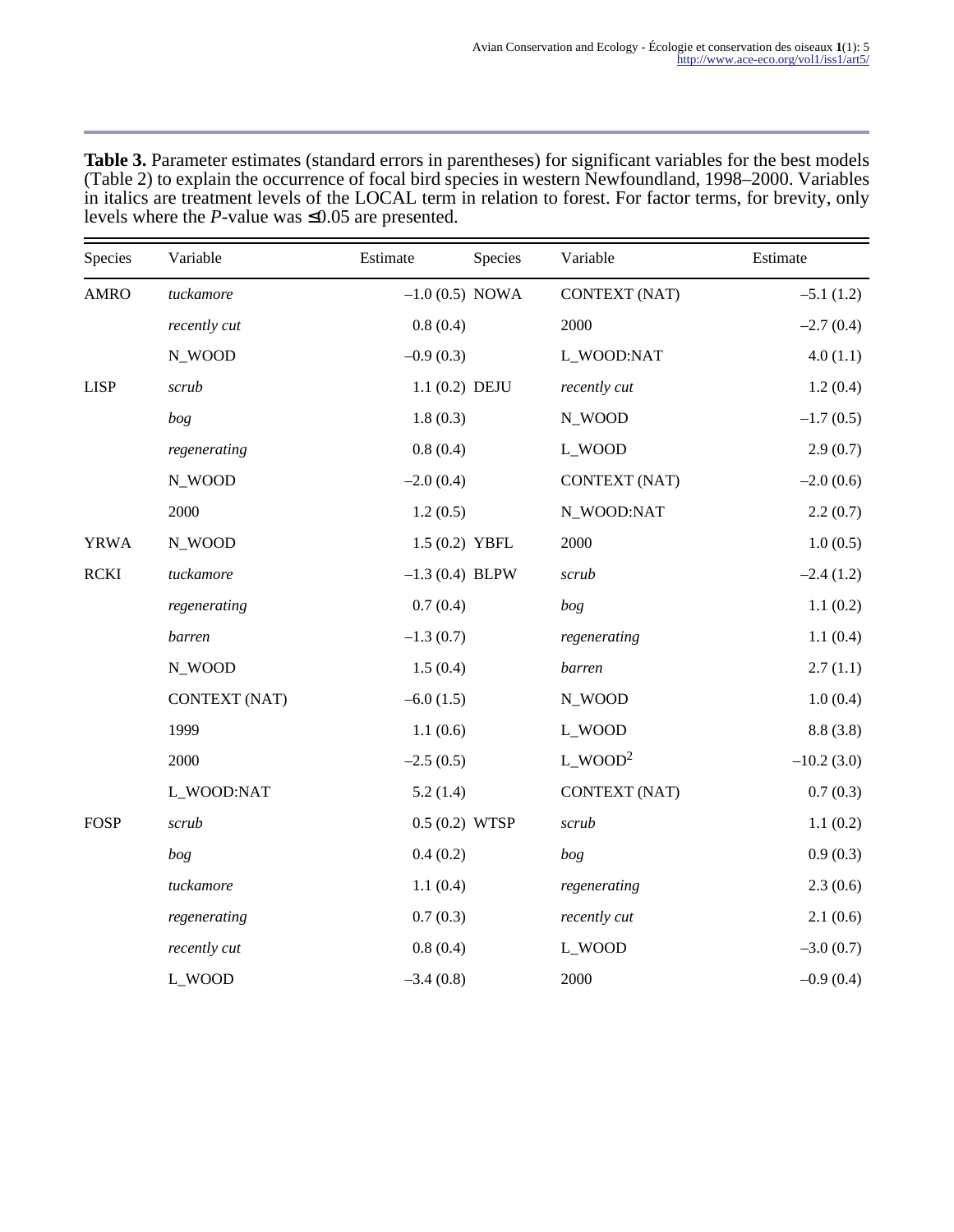**Table 3.** Parameter estimates (standard errors in parentheses) for significant variables for the best models (Table 2) to explain the occurrence of focal bird species in western Newfoundland, 1998–2000. Variables in italics are treatment levels of the LOCAL term in relation to forest. For factor terms, for brevity, only levels where the *P*-value was ≤0.05 are presented.

| Species | Variable | Estimate | Species | Variable | Estimate |
|---|---|---|---|---|---|
| AMRO | *tuckamore* | –1.0 (0.5) | NOWA | CONTEXT (NAT) | –5.1 (1.2) |
| | *recently cut* | 0.8 (0.4) | | 2000 | –2.7 (0.4) |
| | N_WOOD | –0.9 (0.3) | | L_WOOD:NAT | 4.0 (1.1) |
| LISP | *scrub* | 1.1 (0.2) | DEJU | *recently cut* | 1.2 (0.4) |
| | *bog* | 1.8 (0.3) | | N_WOOD | –1.7 (0.5) |
| | *regenerating* | 0.8 (0.4) | | L_WOOD | 2.9 (0.7) |
| | N_WOOD | –2.0 (0.4) | | CONTEXT (NAT) | –2.0 (0.6) |
| | 2000 | 1.2 (0.5) | | N_WOOD:NAT | 2.2 (0.7) |
| YRWA | N_WOOD | 1.5 (0.2) | YBFL | 2000 | 1.0 (0.5) |
| RCKI | *tuckamore* | –1.3 (0.4) | BLPW | *scrub* | –2.4 (1.2) |
| | *regenerating* | 0.7 (0.4) | | *bog* | 1.1 (0.2) |
| | *barren* | –1.3 (0.7) | | *regenerating* | 1.1 (0.4) |
| | N_WOOD | 1.5 (0.4) | | *barren* | 2.7 (1.1) |
| | CONTEXT (NAT) | –6.0 (1.5) | | N_WOOD | 1.0 (0.4) |
| | 1999 | 1.1 (0.6) | | L_WOOD | 8.8 (3.8) |
| | 2000 | –2.5 (0.5) | | $L\_WOOD^2$ | –10.2 (3.0) |
| | L_WOOD:NAT | 5.2 (1.4) | | CONTEXT (NAT) | 0.7 (0.3) |
| FOSP | *scrub* | 0.5 (0.2) | WTSP | *scrub* | 1.1 (0.2) |
| | *bog* | 0.4 (0.2) | | *bog* | 0.9 (0.3) |
| | *tuckamore* | 1.1 (0.4) | | *regenerating* | 2.3 (0.6) |
| | *regenerating* | 0.7 (0.3) | | *recently cut* | 2.1 (0.6) |
| | *recently cut* | 0.8 (0.4) | | L_WOOD | –3.0 (0.7) |
| | L_WOOD | –3.4 (0.8) | | 2000 | –0.9 (0.4) |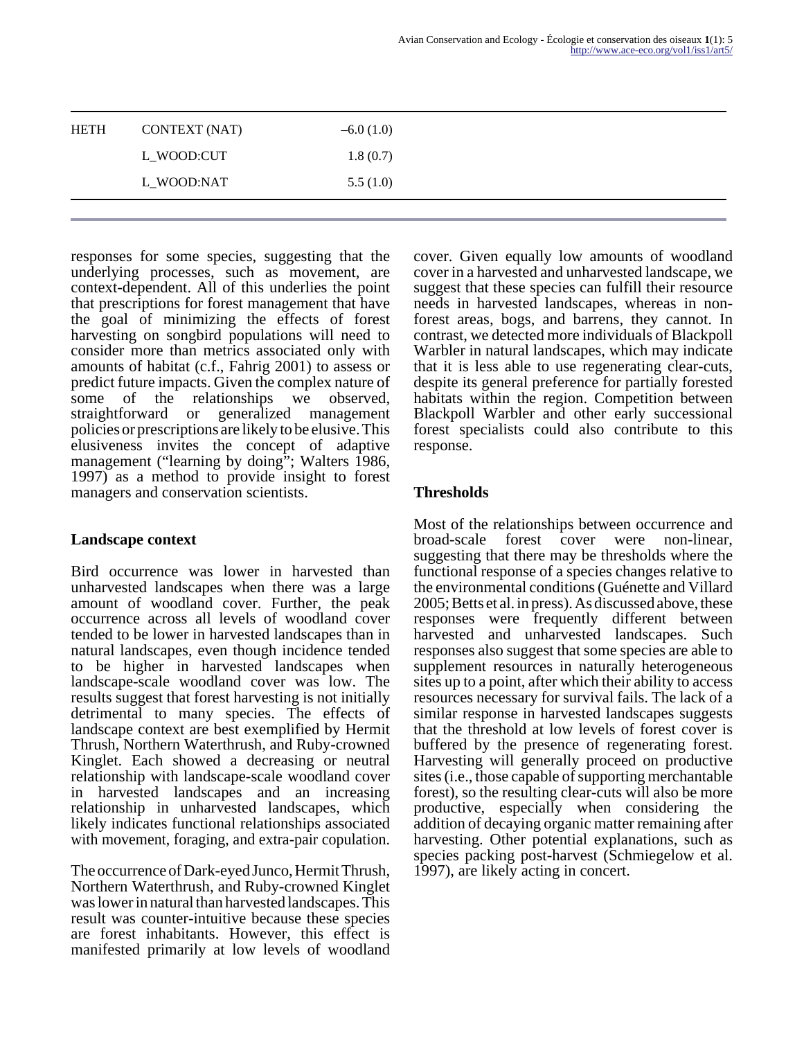| HETH | CONTEXT (NAT) | –6.0 (1.0) |
|---|---|---|
| | L_WOOD:CUT | 1.8 (0.7) |
| | L_WOOD:NAT | 5.5 (1.0) |

responses for some species, suggesting that the underlying processes, such as movement, are context-dependent. All of this underlies the point that prescriptions for forest management that have the goal of minimizing the effects of forest harvesting on songbird populations will need to consider more than metrics associated only with amounts of habitat (c.f., Fahrig 2001) to assess or predict future impacts. Given the complex nature of some of the relationships we observed, straightforward or generalized management policies or prescriptions are likely to be elusive. This elusiveness invites the concept of adaptive management ("learning by doing"; Walters 1986, 1997) as a method to provide insight to forest managers and conservation scientists.

### Landscape context

Bird occurrence was lower in harvested than unharvested landscapes when there was a large amount of woodland cover. Further, the peak occurrence across all levels of woodland cover tended to be lower in harvested landscapes than in natural landscapes, even though incidence tended to be higher in harvested landscapes when landscape-scale woodland cover was low. The results suggest that forest harvesting is not initially detrimental to many species. The effects of landscape context are best exemplified by Hermit Thrush, Northern Waterthrush, and Ruby-crowned Kinglet. Each showed a decreasing or neutral relationship with landscape-scale woodland cover in harvested landscapes and an increasing relationship in unharvested landscapes, which likely indicates functional relationships associated with movement, foraging, and extra-pair copulation.

The occurrence of Dark-eyed Junco, Hermit Thrush, Northern Waterthrush, and Ruby-crowned Kinglet was lower in natural than harvested landscapes. This result was counter-intuitive because these species are forest inhabitants. However, this effect is manifested primarily at low levels of woodland cover. Given equally low amounts of woodland cover in a harvested and unharvested landscape, we suggest that these species can fulfill their resource needs in harvested landscapes, whereas in non-forest areas, bogs, and barrens, they cannot. In contrast, we detected more individuals of Blackpoll Warbler in natural landscapes, which may indicate that it is less able to use regenerating clear-cuts, despite its general preference for partially forested habitats within the region. Competition between Blackpoll Warbler and other early successional forest specialists could also contribute to this response.

### Thresholds

Most of the relationships between occurrence and broad-scale forest cover were non-linear, suggesting that there may be thresholds where the functional response of a species changes relative to the environmental conditions (Guénette and Villard 2005; Betts et al. in press). As discussed above, these responses were frequently different between harvested and unharvested landscapes. Such responses also suggest that some species are able to supplement resources in naturally heterogeneous sites up to a point, after which their ability to access resources necessary for survival fails. The lack of a similar response in harvested landscapes suggests that the threshold at low levels of forest cover is buffered by the presence of regenerating forest. Harvesting will generally proceed on productive sites (i.e., those capable of supporting merchantable forest), so the resulting clear-cuts will also be more productive, especially when considering the addition of decaying organic matter remaining after harvesting. Other potential explanations, such as species packing post-harvest (Schmiegelow et al. 1997), are likely acting in concert.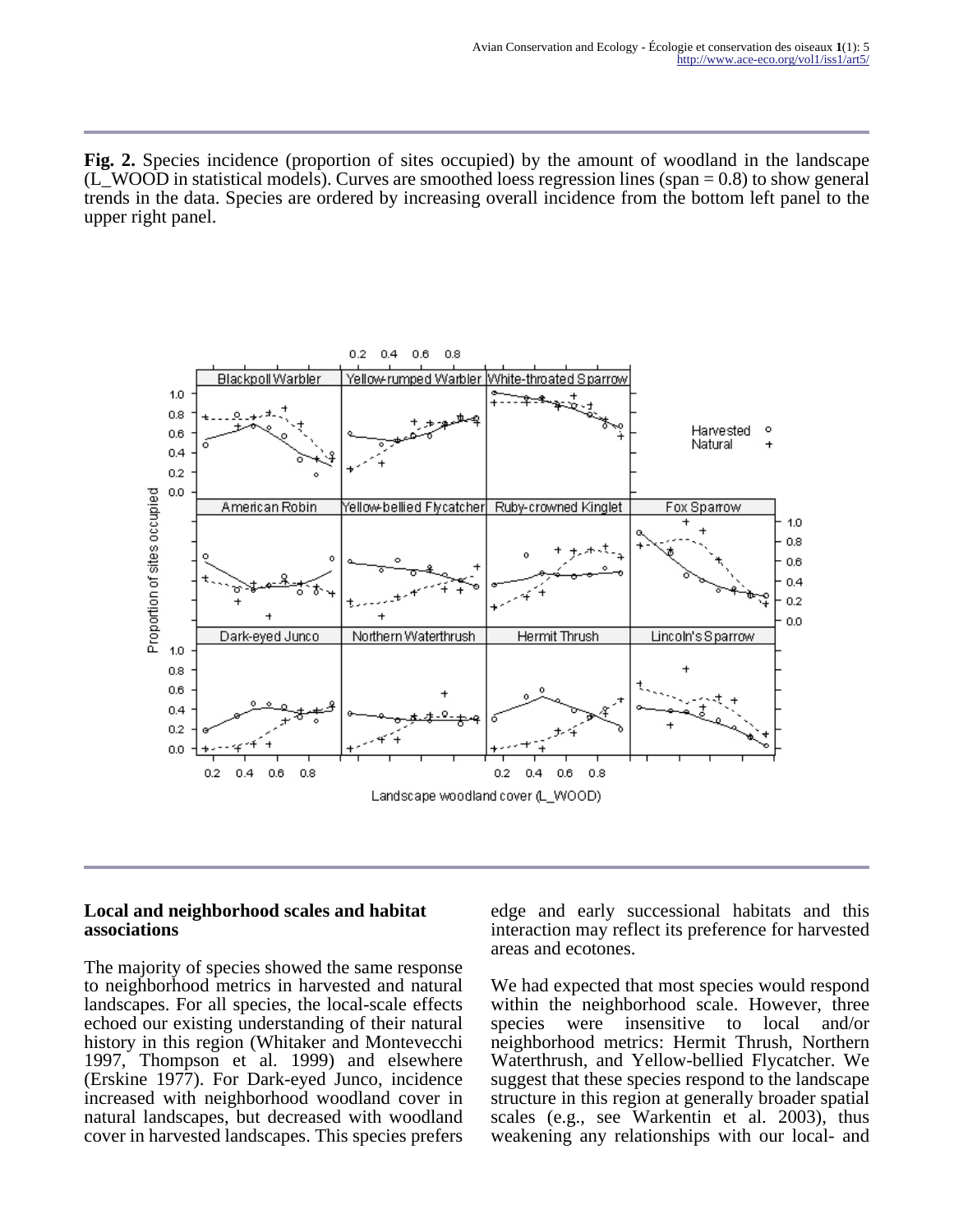**Fig. 2.** Species incidence (proportion of sites occupied) by the amount of woodland in the landscape (L_WOOD in statistical models). Curves are smoothed loess regression lines (span = 0.8) to show general trends in the data. Species are ordered by increasing overall incidence from the bottom left panel to the upper right panel.

### Local and neighborhood scales and habitat associations

The majority of species showed the same response to neighborhood metrics in harvested and natural landscapes. For all species, the local-scale effects echoed our existing understanding of their natural history in this region (Whitaker and Montevecchi 1997, Thompson et al. 1999) and elsewhere (Erskine 1977). For Dark-eyed Junco, incidence increased with neighborhood woodland cover in natural landscapes, but decreased with woodland cover in harvested landscapes. This species prefers edge and early successional habitats and this interaction may reflect its preference for harvested areas and ecotones.

We had expected that most species would respond within the neighborhood scale. However, three species were insensitive to local and/or neighborhood metrics: Hermit Thrush, Northern Waterthrush, and Yellow-bellied Flycatcher. We suggest that these species respond to the landscape structure in this region at generally broader spatial scales (e.g., see Warkentin et al. 2003), thus weakening any relationships with our local- and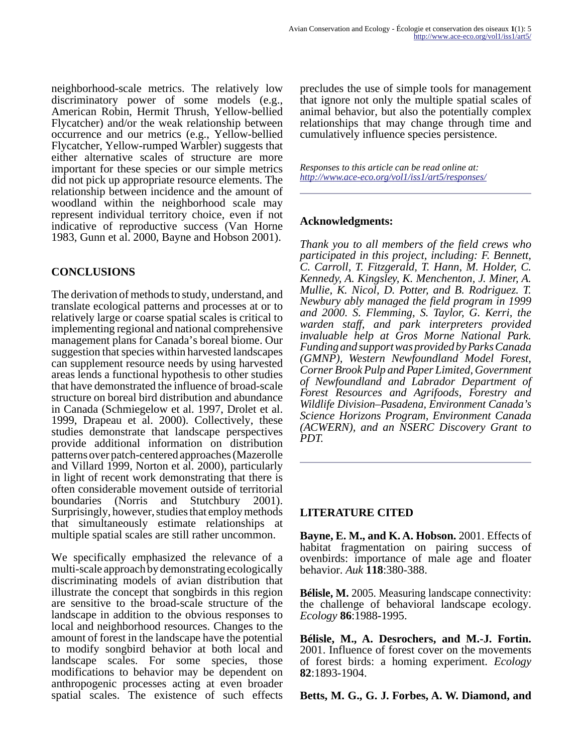neighborhood-scale metrics. The relatively low discriminatory power of some models (e.g., American Robin, Hermit Thrush, Yellow-bellied Flycatcher) and/or the weak relationship between occurrence and our metrics (e.g., Yellow-bellied Flycatcher, Yellow-rumped Warbler) suggests that either alternative scales of structure are more important for these species or our simple metrics did not pick up appropriate resource elements. The relationship between incidence and the amount of woodland within the neighborhood scale may represent individual territory choice, even if not indicative of reproductive success (Van Horne 1983, Gunn et al. 2000, Bayne and Hobson 2001).

## CONCLUSIONS

The derivation of methods to study, understand, and translate ecological patterns and processes at or to relatively large or coarse spatial scales is critical to implementing regional and national comprehensive management plans for Canada's boreal biome. Our suggestion that species within harvested landscapes can supplement resource needs by using harvested areas lends a functional hypothesis to other studies that have demonstrated the influence of broad-scale structure on boreal bird distribution and abundance in Canada (Schmiegelow et al. 1997, Drolet et al. 1999, Drapeau et al. 2000). Collectively, these studies demonstrate that landscape perspectives provide additional information on distribution patterns over patch-centered approaches (Mazerolle and Villard 1999, Norton et al. 2000), particularly in light of recent work demonstrating that there is often considerable movement outside of territorial boundaries (Norris and Stutchbury 2001). Surprisingly, however, studies that employ methods that simultaneously estimate relationships at multiple spatial scales are still rather uncommon.

We specifically emphasized the relevance of a multi-scale approach by demonstrating ecologically discriminating models of avian distribution that illustrate the concept that songbirds in this region are sensitive to the broad-scale structure of the landscape in addition to the obvious responses to local and neighborhood resources. Changes to the amount of forest in the landscape have the potential to modify songbird behavior at both local and landscape scales. For some species, those modifications to behavior may be dependent on anthropogenic processes acting at even broader spatial scales. The existence of such effects precludes the use of simple tools for management that ignore not only the multiple spatial scales of animal behavior, but also the potentially complex relationships that may change through time and cumulatively influence species persistence.

*Responses to this article can be read online at:*
*http://www.ace-eco.org/vol1/iss1/art5/responses/*

### Acknowledgments:

*Thank you to all members of the field crews who participated in this project, including: F. Bennett, C. Carroll, T. Fitzgerald, T. Hann, M. Holder, C. Kennedy, A. Kingsley, K. Menchenton, J. Miner, A. Mullie, K. Nicol, D. Potter, and B. Rodriguez. T. Newbury ably managed the field program in 1999 and 2000. S. Flemming, S. Taylor, G. Kerri, the warden staff, and park interpreters provided invaluable help at Gros Morne National Park. Funding and support was provided by Parks Canada (GMNP), Western Newfoundland Model Forest, Corner Brook Pulp and Paper Limited, Government of Newfoundland and Labrador Department of Forest Resources and Agrifoods, Forestry and Wildlife Division–Pasadena, Environment Canada's Science Horizons Program, Environment Canada (ACWERN), and an NSERC Discovery Grant to PDT.*

## LITERATURE CITED

**Bayne, E. M., and K. A. Hobson.** 2001. Effects of habitat fragmentation on pairing success of ovenbirds: importance of male age and floater behavior. *Auk* **118**:380-388.

**Bélisle, M.** 2005. Measuring landscape connectivity: the challenge of behavioral landscape ecology. *Ecology* **86**:1988-1995.

**Bélisle, M., A. Desrochers, and M.-J. Fortin.** 2001. Influence of forest cover on the movements of forest birds: a homing experiment. *Ecology* **82**:1893-1904.

**Betts, M. G., G. J. Forbes, A. W. Diamond, and**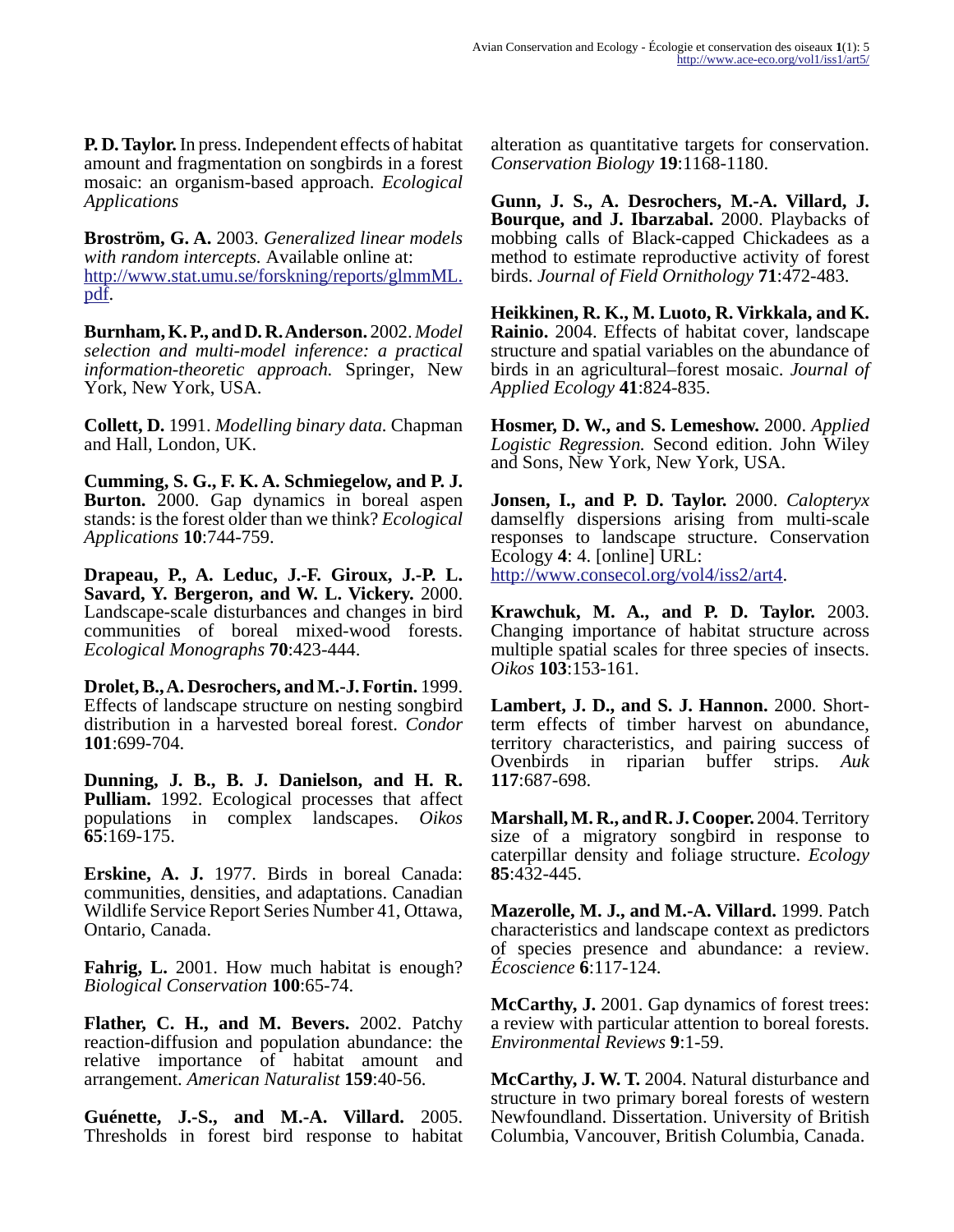**P. D. Taylor.** In press. Independent effects of habitat amount and fragmentation on songbirds in a forest mosaic: an organism-based approach. *Ecological Applications*

**Broström, G. A.** 2003. *Generalized linear models with random intercepts.* Available online at: http://www.stat.umu.se/forskning/reports/glmmML.pdf.

**Burnham, K. P., and D. R. Anderson.** 2002. *Model selection and multi-model inference: a practical information-theoretic approach.* Springer, New York, New York, USA.

**Collett, D.** 1991. *Modelling binary data.* Chapman and Hall, London, UK.

**Cumming, S. G., F. K. A. Schmiegelow, and P. J. Burton.** 2000. Gap dynamics in boreal aspen stands: is the forest older than we think? *Ecological Applications* **10**:744-759.

**Drapeau, P., A. Leduc, J.-F. Giroux, J.-P. L. Savard, Y. Bergeron, and W. L. Vickery.** 2000. Landscape-scale disturbances and changes in bird communities of boreal mixed-wood forests. *Ecological Monographs* **70**:423-444.

**Drolet, B., A. Desrochers, and M.-J. Fortin.** 1999. Effects of landscape structure on nesting songbird distribution in a harvested boreal forest. *Condor* **101**:699-704.

**Dunning, J. B., B. J. Danielson, and H. R. Pulliam.** 1992. Ecological processes that affect populations in complex landscapes. *Oikos* **65**:169-175.

**Erskine, A. J.** 1977. Birds in boreal Canada: communities, densities, and adaptations. Canadian Wildlife Service Report Series Number 41, Ottawa, Ontario, Canada.

**Fahrig, L.** 2001. How much habitat is enough? *Biological Conservation* **100**:65-74.

**Flather, C. H., and M. Bevers.** 2002. Patchy reaction-diffusion and population abundance: the relative importance of habitat amount and arrangement. *American Naturalist* **159**:40-56.

**Guénette, J.-S., and M.-A. Villard.** 2005. Thresholds in forest bird response to habitat alteration as quantitative targets for conservation. *Conservation Biology* **19**:1168-1180.

**Gunn, J. S., A. Desrochers, M.-A. Villard, J. Bourque, and J. Ibarzabal.** 2000. Playbacks of mobbing calls of Black-capped Chickadees as a method to estimate reproductive activity of forest birds. *Journal of Field Ornithology* **71**:472-483.

**Heikkinen, R. K., M. Luoto, R. Virkkala, and K. Rainio.** 2004. Effects of habitat cover, landscape structure and spatial variables on the abundance of birds in an agricultural–forest mosaic. *Journal of Applied Ecology* **41**:824-835.

**Hosmer, D. W., and S. Lemeshow.** 2000. *Applied Logistic Regression.* Second edition. John Wiley and Sons, New York, New York, USA.

**Jonsen, I., and P. D. Taylor.** 2000. *Calopteryx* damselfly dispersions arising from multi-scale responses to landscape structure. Conservation Ecology **4**: 4. [online] URL: http://www.consecol.org/vol4/iss2/art4.

**Krawchuk, M. A., and P. D. Taylor.** 2003. Changing importance of habitat structure across multiple spatial scales for three species of insects. *Oikos* **103**:153-161.

**Lambert, J. D., and S. J. Hannon.** 2000. Short-term effects of timber harvest on abundance, territory characteristics, and pairing success of Ovenbirds in riparian buffer strips. *Auk* **117**:687-698.

**Marshall, M. R., and R. J. Cooper.** 2004. Territory size of a migratory songbird in response to caterpillar density and foliage structure. *Ecology* **85**:432-445.

**Mazerolle, M. J., and M.-A. Villard.** 1999. Patch characteristics and landscape context as predictors of species presence and abundance: a review. *Écoscience* **6**:117-124.

**McCarthy, J.** 2001. Gap dynamics of forest trees: a review with particular attention to boreal forests. *Environmental Reviews* **9**:1-59.

**McCarthy, J. W. T.** 2004. Natural disturbance and structure in two primary boreal forests of western Newfoundland. Dissertation. University of British Columbia, Vancouver, British Columbia, Canada.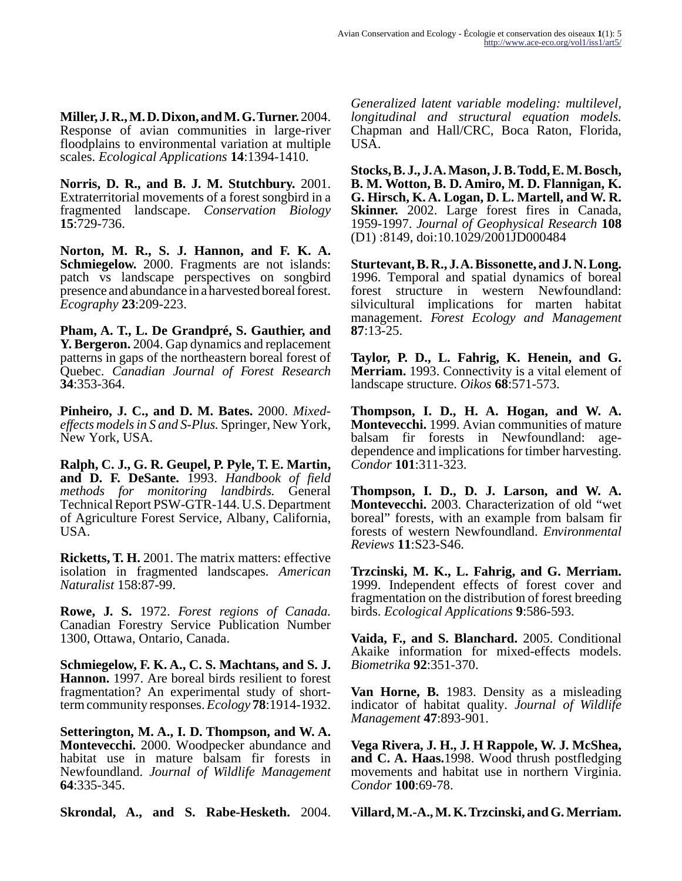**Miller, J. R., M. D. Dixon, and M. G. Turner.** 2004. Response of avian communities in large-river floodplains to environmental variation at multiple scales. *Ecological Applications* **14**:1394-1410.

**Norris, D. R., and B. J. M. Stutchbury.** 2001. Extraterritorial movements of a forest songbird in a fragmented landscape. *Conservation Biology* **15**:729-736.

**Norton, M. R., S. J. Hannon, and F. K. A. Schmiegelow.** 2000. Fragments are not islands: patch vs landscape perspectives on songbird presence and abundance in a harvested boreal forest. *Ecography* **23**:209-223.

**Pham, A. T., L. De Grandpré, S. Gauthier, and Y. Bergeron.** 2004. Gap dynamics and replacement patterns in gaps of the northeastern boreal forest of Quebec. *Canadian Journal of Forest Research* **34**:353-364.

**Pinheiro, J. C., and D. M. Bates.** 2000. *Mixed-effects models in S and S-Plus.* Springer, New York, New York, USA.

**Ralph, C. J., G. R. Geupel, P. Pyle, T. E. Martin, and D. F. DeSante.** 1993. *Handbook of field methods for monitoring landbirds.* General Technical Report PSW-GTR-144. U.S. Department of Agriculture Forest Service, Albany, California, USA.

**Ricketts, T. H.** 2001. The matrix matters: effective isolation in fragmented landscapes. *American Naturalist* 158:87-99.

**Rowe, J. S.** 1972. *Forest regions of Canada.* Canadian Forestry Service Publication Number 1300, Ottawa, Ontario, Canada.

**Schmiegelow, F. K. A., C. S. Machtans, and S. J. Hannon.** 1997. Are boreal birds resilient to forest fragmentation? An experimental study of short-term community responses. *Ecology* **78**:1914-1932.

**Setterington, M. A., I. D. Thompson, and W. A. Montevecchi.** 2000. Woodpecker abundance and habitat use in mature balsam fir forests in Newfoundland. *Journal of Wildlife Management* **64**:335-345.

**Skrondal, A., and S. Rabe-Hesketh.** 2004. *Generalized latent variable modeling: multilevel, longitudinal and structural equation models.* Chapman and Hall/CRC, Boca Raton, Florida, USA.

**Stocks, B. J., J. A. Mason, J. B. Todd, E. M. Bosch, B. M. Wotton, B. D. Amiro, M. D. Flannigan, K. G. Hirsch, K. A. Logan, D. L. Martell, and W. R. Skinner.** 2002. Large forest fires in Canada, 1959-1997. *Journal of Geophysical Research* **108** (D1) :8149, doi:10.1029/2001JD000484

**Sturtevant, B. R., J. A. Bissonette, and J. N. Long.** 1996. Temporal and spatial dynamics of boreal forest structure in western Newfoundland: silvicultural implications for marten habitat management. *Forest Ecology and Management* **87**:13-25.

**Taylor, P. D., L. Fahrig, K. Henein, and G. Merriam.** 1993. Connectivity is a vital element of landscape structure. *Oikos* **68**:571-573.

**Thompson, I. D., H. A. Hogan, and W. A. Montevecchi.** 1999. Avian communities of mature balsam fir forests in Newfoundland: age-dependence and implications for timber harvesting. *Condor* **101**:311-323.

**Thompson, I. D., D. J. Larson, and W. A. Montevecchi.** 2003. Characterization of old "wet boreal" forests, with an example from balsam fir forests of western Newfoundland. *Environmental Reviews* **11**:S23-S46.

**Trzcinski, M. K., L. Fahrig, and G. Merriam.** 1999. Independent effects of forest cover and fragmentation on the distribution of forest breeding birds. *Ecological Applications* **9**:586-593.

**Vaida, F., and S. Blanchard.** 2005. Conditional Akaike information for mixed-effects models. *Biometrika* **92**:351-370.

**Van Horne, B.** 1983. Density as a misleading indicator of habitat quality. *Journal of Wildlife Management* **47**:893-901.

**Vega Rivera, J. H., J. H Rappole, W. J. McShea, and C. A. Haas.**1998. Wood thrush postfledging movements and habitat use in northern Virginia. *Condor* **100**:69-78.

**Villard, M.-A., M. K. Trzcinski, and G. Merriam.**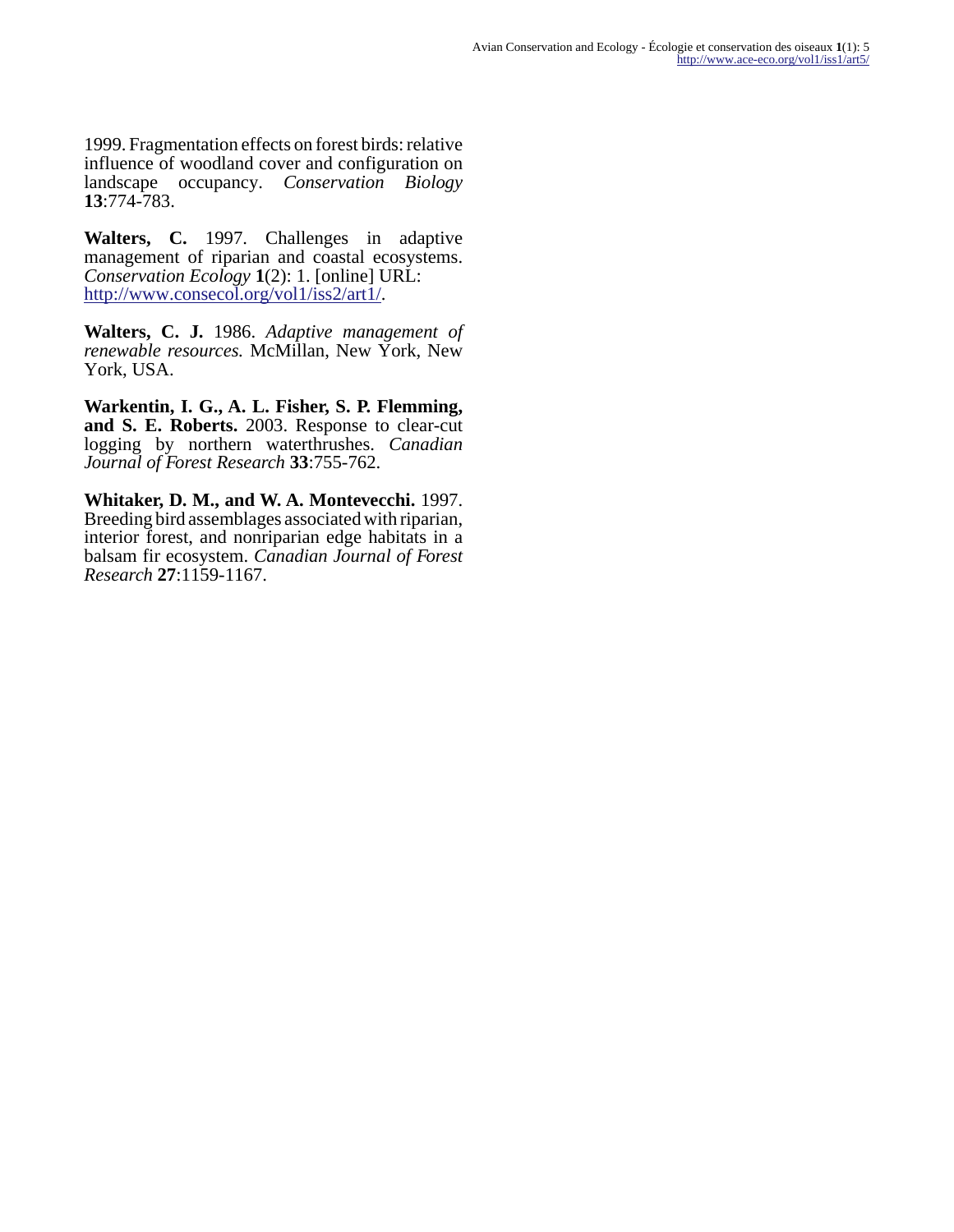1999. Fragmentation effects on forest birds: relative influence of woodland cover and configuration on landscape occupancy. *Conservation Biology* **13**:774-783.

**Walters, C.** 1997. Challenges in adaptive management of riparian and coastal ecosystems. *Conservation Ecology* **1**(2): 1. [online] URL: http://www.consecol.org/vol1/iss2/art1/.

**Walters, C. J.** 1986. *Adaptive management of renewable resources.* McMillan, New York, New York, USA.

**Warkentin, I. G., A. L. Fisher, S. P. Flemming, and S. E. Roberts.** 2003. Response to clear-cut logging by northern waterthrushes. *Canadian Journal of Forest Research* **33**:755-762.

**Whitaker, D. M., and W. A. Montevecchi.** 1997. Breeding bird assemblages associated with riparian, interior forest, and nonriparian edge habitats in a balsam fir ecosystem. *Canadian Journal of Forest Research* **27**:1159-1167.